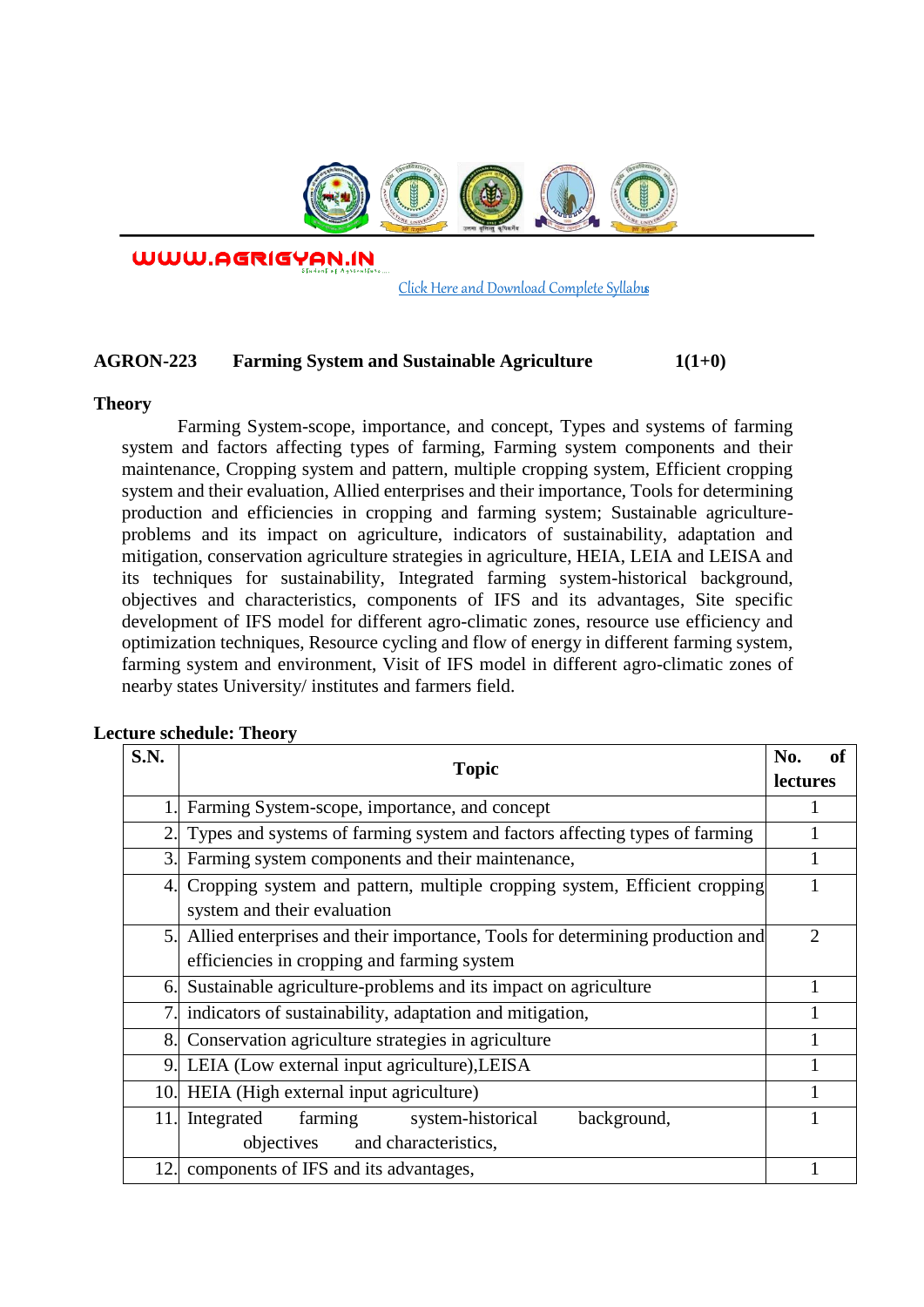WWW.AGRIGYAN.IN

[Click Here and Download Complete Syllabus]

**AGRON-223 Farming System and Sustainable Agriculture 1(1+0)**

**Theory**

Farming System-scope, importance, and concept, Types and systems of farming system and factors affecting types of farming, Farming system components and their maintenance, Cropping system and pattern, multiple cropping system, Efficient cropping system and their evaluation, Allied enterprises and their importance, Tools for determining production and efficiencies in cropping and farming system; Sustainable agriculture-problems and its impact on agriculture, indicators of sustainability, adaptation and mitigation, conservation agriculture strategies in agriculture, HEIA, LEIA and LEISA and its techniques for sustainability, Integrated farming system-historical background, objectives and characteristics, components of IFS and its advantages, Site specific development of IFS model for different agro-climatic zones, resource use efficiency and optimization techniques, Resource cycling and flow of energy in different farming system, farming system and environment, Visit of IFS model in different agro-climatic zones of nearby states University/ institutes and farmers field.

**Lecture schedule: Theory**

| S.N. | Topic | No. of lectures |
|---|---|---|
| 1. | Farming System-scope, importance, and concept | 1 |
| 2. | Types and systems of farming system and factors affecting types of farming | 1 |
| 3. | Farming system components and their maintenance, | 1 |
| 4. | Cropping system and pattern, multiple cropping system, Efficient cropping system and their evaluation | 1 |
| 5. | Allied enterprises and their importance, Tools for determining production and efficiencies in cropping and farming system | 2 |
| 6. | Sustainable agriculture-problems and its impact on agriculture | 1 |
| 7. | indicators of sustainability, adaptation and mitigation, | 1 |
| 8. | Conservation agriculture strategies in agriculture | 1 |
| 9. | LEIA (Low external input agriculture),LEISA | 1 |
| 10. | HEIA (High external input agriculture) | 1 |
| 11. | Integrated farming system-historical background, objectives and characteristics, | 1 |
| 12. | components of IFS and its advantages, | 1 |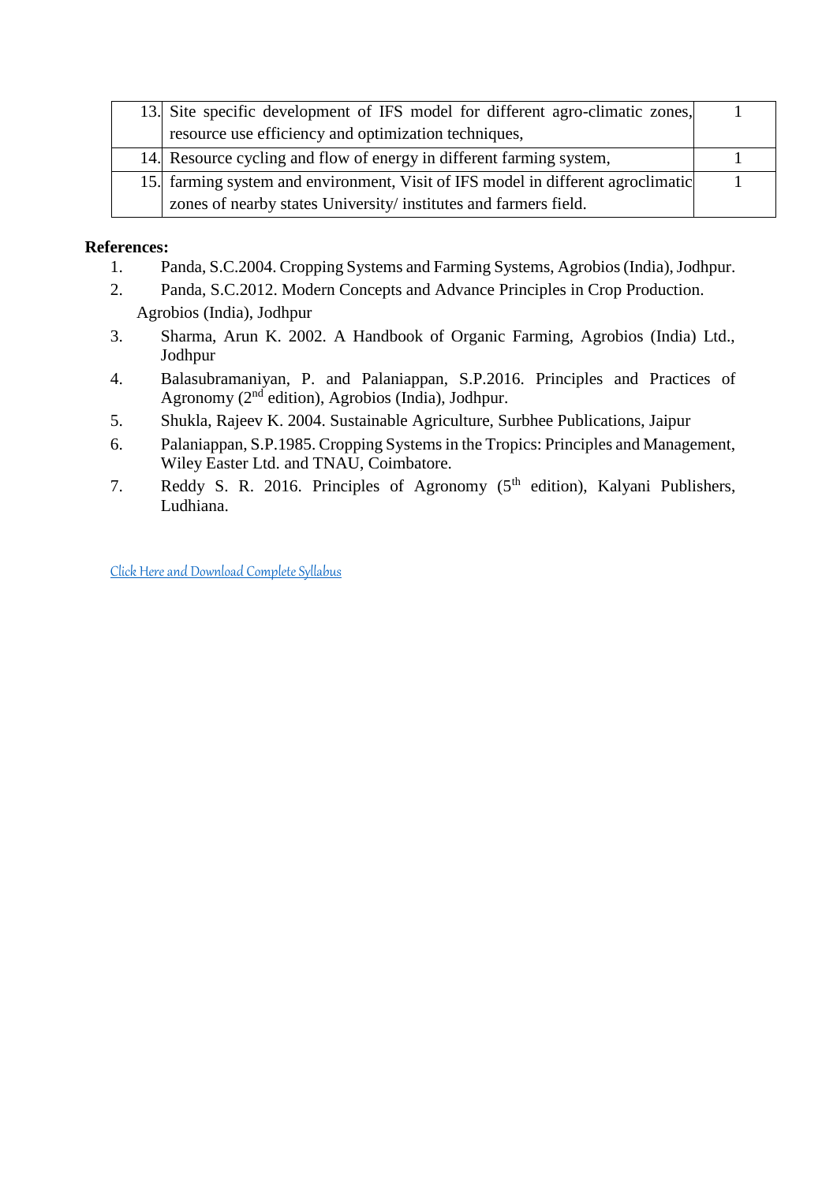| | | |
|---|---|---|
| 13. | Site specific development of IFS model for different agro-climatic zones, resource use efficiency and optimization techniques, | 1 |
| 14. | Resource cycling and flow of energy in different farming system, | 1 |
| 15. | farming system and environment, Visit of IFS model in different agroclimatic zones of nearby states University/ institutes and farmers field. | 1 |

**References:**

1. Panda, S.C.2004. Cropping Systems and Farming Systems, Agrobios (India), Jodhpur.
2. Panda, S.C.2012. Modern Concepts and Advance Principles in Crop Production. Agrobios (India), Jodhpur
3. Sharma, Arun K. 2002. A Handbook of Organic Farming, Agrobios (India) Ltd., Jodhpur
4. Balasubramaniyan, P. and Palaniappan, S.P.2016. Principles and Practices of Agronomy (2nd edition), Agrobios (India), Jodhpur.
5. Shukla, Rajeev K. 2004. Sustainable Agriculture, Surbhee Publications, Jaipur
6. Palaniappan, S.P.1985. Cropping Systems in the Tropics: Principles and Management, Wiley Easter Ltd. and TNAU, Coimbatore.
7. Reddy S. R. 2016. Principles of Agronomy (5th edition), Kalyani Publishers, Ludhiana.

Click Here and Download Complete Syllabus